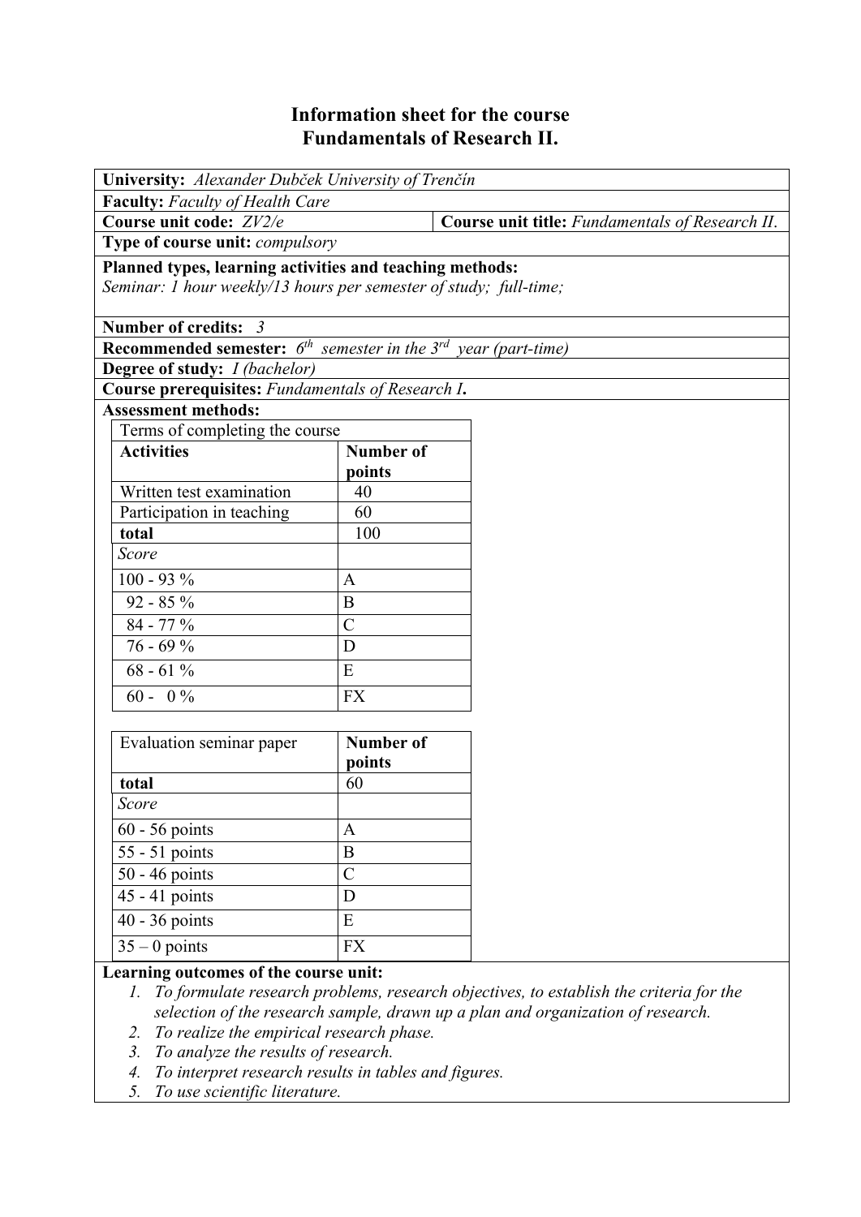# Information sheet for the course
# Fundamentals of Research II.

**University:** *Alexander Dubček University of Trenčín*

**Faculty:** *Faculty of Health Care*

**Course unit code:** *ZV2/e*

**Course unit title:** *Fundamentals of Research II.*

**Type of course unit:** *compulsory*

**Planned types, learning activities and teaching methods:**
*Seminar: 1 hour weekly/13 hours per semester of study; full-time;*

**Number of credits:** *3*

**Recommended semester:** *6*th *semester in the 3*rd *year (part-time)*

**Degree of study:** *I (bachelor)*

**Course prerequisites:** *Fundamentals of Research I*.

**Assessment methods:**

| Terms of completing the course | |
|---|---|
| **Activities** | **Number of points** |
| Written test examination | 40 |
| Participation in teaching | 60 |
| **total** | 100 |
| *Score* | |
| 100 - 93 % | A |
| 92 - 85 % | B |
| 84 - 77 % | C |
| 76 - 69 % | D |
| 68 - 61 % | E |
| 60 - 0 % | FX |

| Evaluation seminar paper | **Number of points** |
|---|---|
| **total** | 60 |
| *Score* | |
| 60 - 56 points | A |
| 55 - 51 points | B |
| 50 - 46 points | C |
| 45 - 41 points | D |
| 40 - 36 points | E |
| 35 – 0 points | FX |

**Learning outcomes of the course unit:**

1. *To formulate research problems, research objectives, to establish the criteria for the selection of the research sample, drawn up a plan and organization of research.*
2. *To realize the empirical research phase.*
3. *To analyze the results of research.*
4. *To interpret research results in tables and figures.*
5. *To use scientific literature.*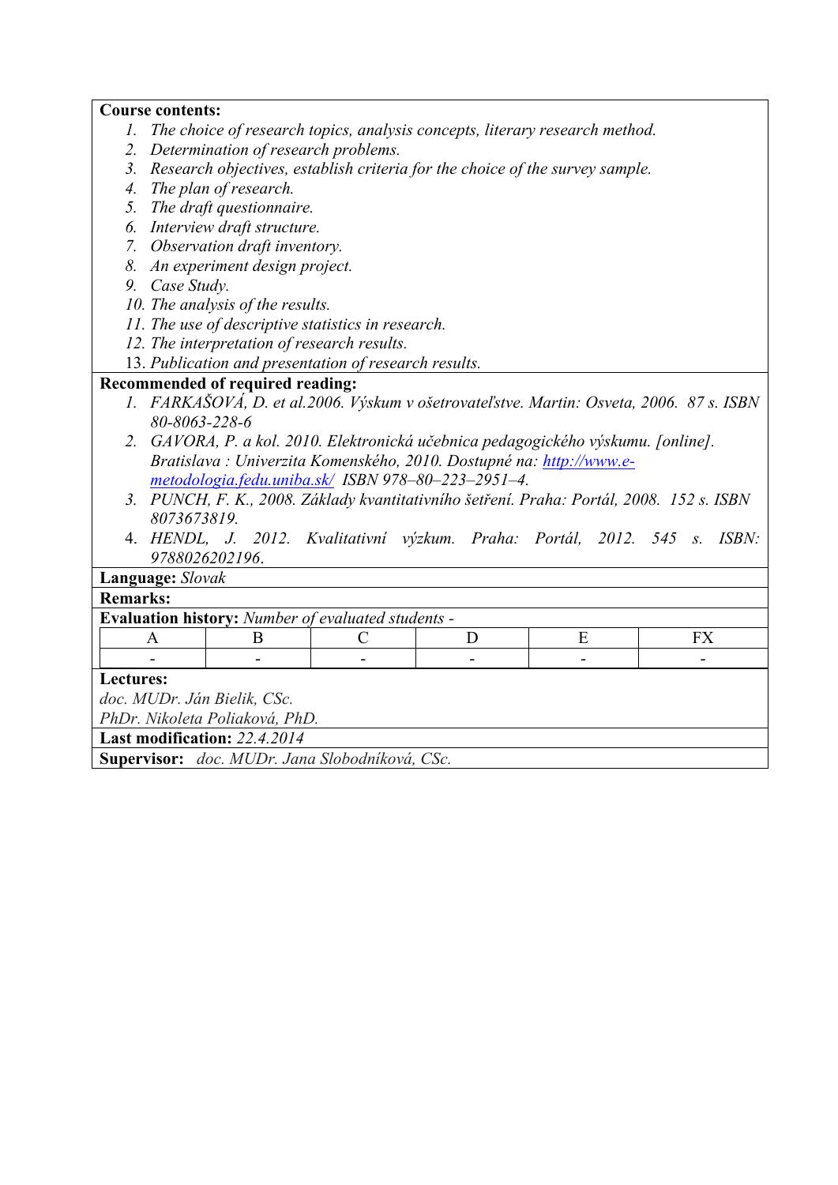**Course contents:**

1. *The choice of research topics, analysis concepts, literary research method.*
2. *Determination of research problems.*
3. *Research objectives, establish criteria for the choice of the survey sample.*
4. *The plan of research.*
5. *The draft questionnaire.*
6. *Interview draft structure.*
7. *Observation draft inventory.*
8. *An experiment design project.*
9. *Case Study.*
10. *The analysis of the results.*
11. *The use of descriptive statistics in research.*
12. *The interpretation of research results.*
13. *Publication and presentation of research results.*

**Recommended of required reading:**

1. *FARKAŠOVÁ, D. et al.2006. Výskum v ošetrovateľstve. Martin: Osveta, 2006. 87 s. ISBN 80-8063-228-6*
2. *GAVORA, P. a kol. 2010. Elektronická učebnica pedagogického výskumu. [online]. Bratislava : Univerzita Komenského, 2010. Dostupné na: [http://www.e-metodologia.fedu.uniba.sk/](http://www.e-metodologia.fedu.uniba.sk/) ISBN 978–80–223–2951–4.*
3. *PUNCH, F. K., 2008. Základy kvantitativního šetření. Praha: Portál, 2008. 152 s. ISBN 8073673819.*
4. *HENDL, J. 2012. Kvalitativní výzkum. Praha: Portál, 2012. 545 s. ISBN: 9788026202196.*

**Language:** *Slovak*

**Remarks:**

**Evaluation history:** *Number of evaluated students -*

| A | B | C | D | E | FX |
|---|---|---|---|---|---|
| - | - | - | - | - | - |

**Lectures:**

*doc. MUDr. Ján Bielik, CSc.*

*PhDr. Nikoleta Poliaková, PhD.*

**Last modification:** *22.4.2014*

**Supervisor:** *doc. MUDr. Jana Slobodníková, CSc.*